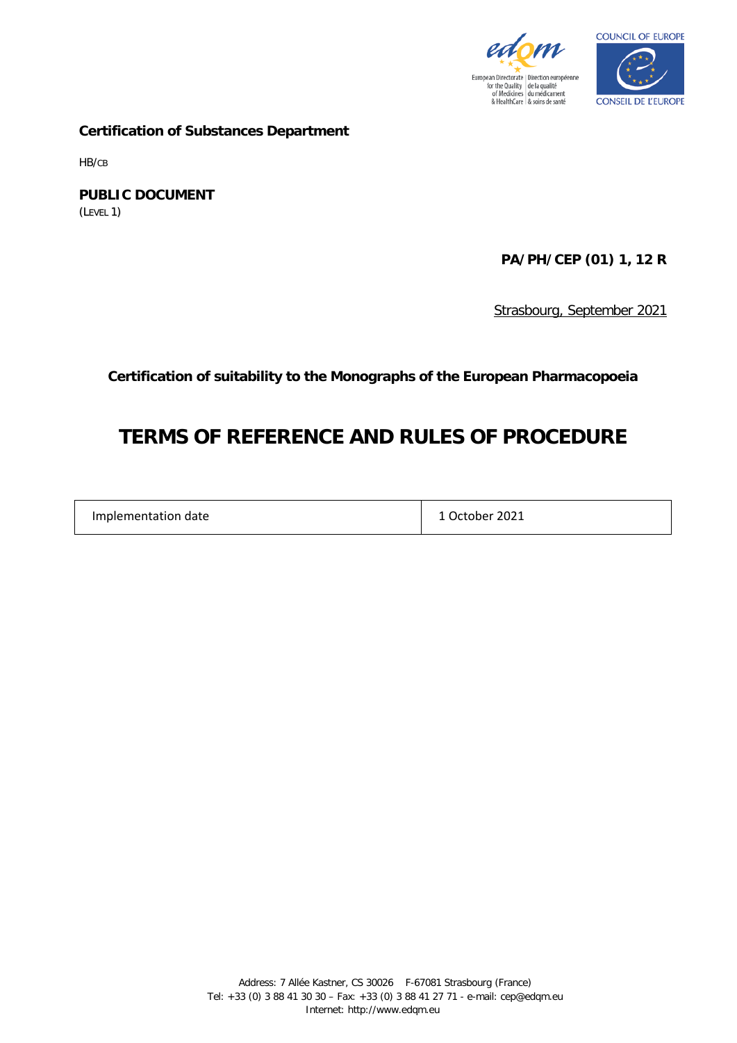**Certification of Substances Department**

HB/CB

**PUBLIC DOCUMENT**
(LEVEL 1)

**PA/PH/CEP (01) 1, 12 R**

Strasbourg, September 2021

**Certification of suitability to the Monographs of the European Pharmacopoeia**

# TERMS OF REFERENCE AND RULES OF PROCEDURE

| Implementation date | 1 October 2021 |
|---|---|

Address: 7 Allée Kastner, CS 30026 F-67081 Strasbourg (France)
Tel: +33 (0) 3 88 41 30 30 – Fax: +33 (0) 3 88 41 27 71 - e-mail: cep@edqm.eu
Internet: http://www.edqm.eu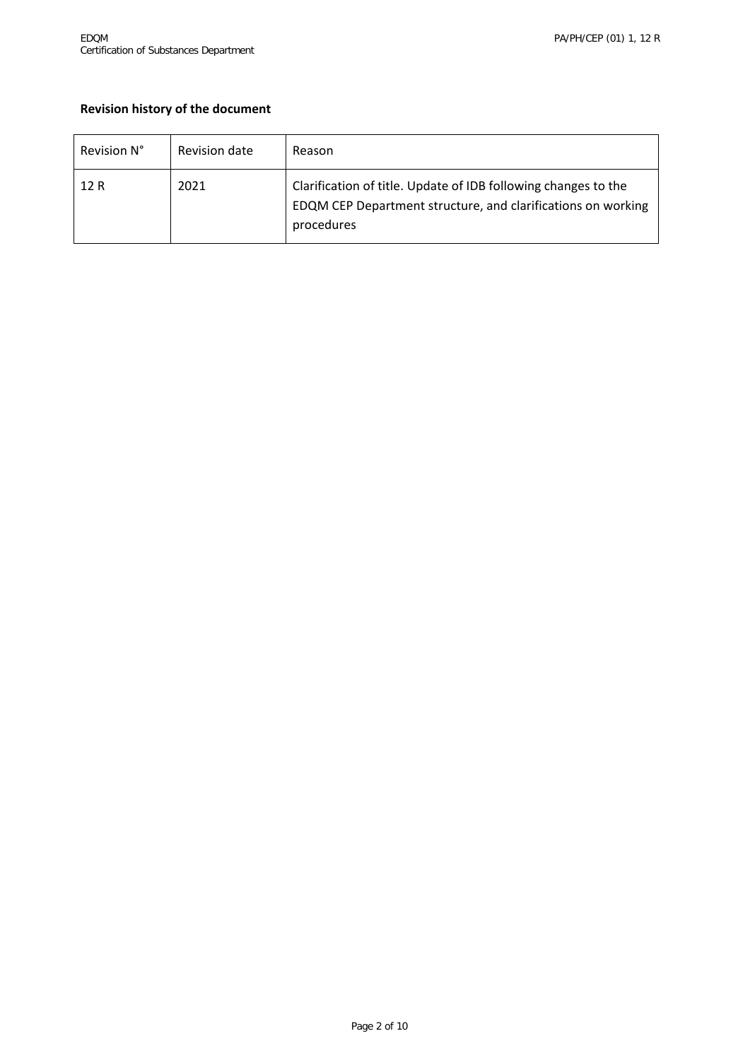**Revision history of the document**

| Revision N° | Revision date | Reason |
| --- | --- | --- |
| 12 R | 2021 | Clarification of title. Update of IDB following changes to the EDQM CEP Department structure, and clarifications on working procedures |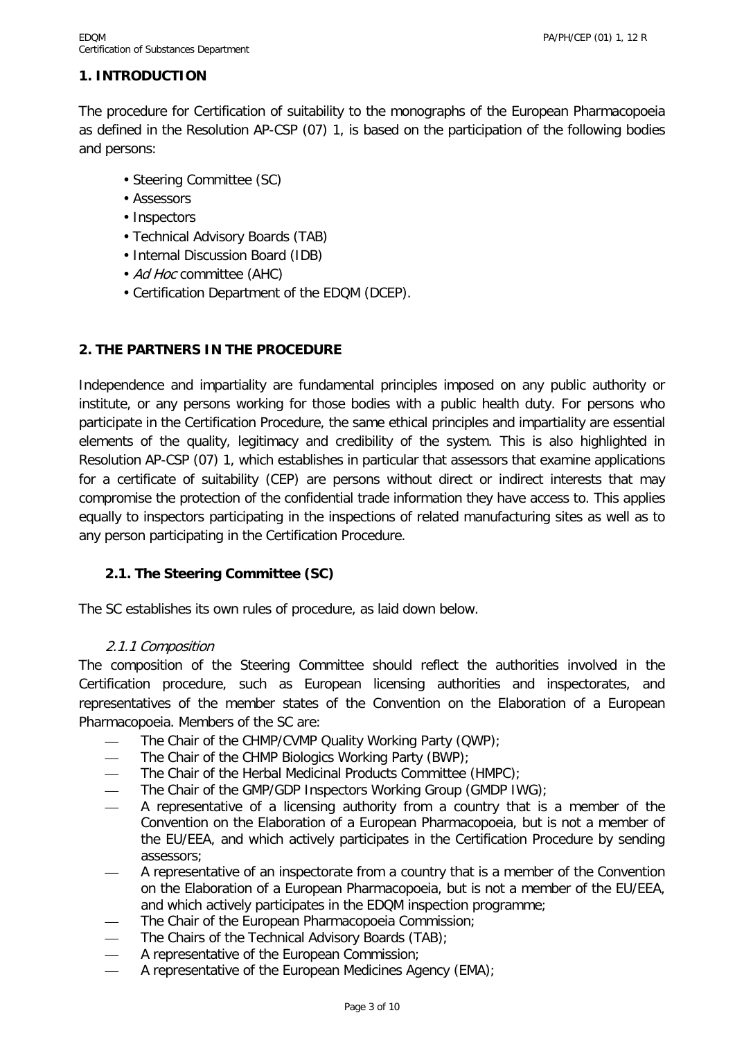## 1. INTRODUCTION

The procedure for Certification of suitability to the monographs of the European Pharmacopoeia as defined in the Resolution AP-CSP (07) 1, is based on the participation of the following bodies and persons:

- Steering Committee (SC)
- Assessors
- Inspectors
- Technical Advisory Boards (TAB)
- Internal Discussion Board (IDB)
- *Ad Hoc* committee (AHC)
- Certification Department of the EDQM (DCEP).

## 2. THE PARTNERS IN THE PROCEDURE

Independence and impartiality are fundamental principles imposed on any public authority or institute, or any persons working for those bodies with a public health duty. For persons who participate in the Certification Procedure, the same ethical principles and impartiality are essential elements of the quality, legitimacy and credibility of the system. This is also highlighted in Resolution AP-CSP (07) 1, which establishes in particular that assessors that examine applications for a certificate of suitability (CEP) are persons without direct or indirect interests that may compromise the protection of the confidential trade information they have access to. This applies equally to inspectors participating in the inspections of related manufacturing sites as well as to any person participating in the Certification Procedure.

### 2.1. The Steering Committee (SC)

The SC establishes its own rules of procedure, as laid down below.

#### *2.1.1 Composition*

The composition of the Steering Committee should reflect the authorities involved in the Certification procedure, such as European licensing authorities and inspectorates, and representatives of the member states of the Convention on the Elaboration of a European Pharmacopoeia. Members of the SC are:

- The Chair of the CHMP/CVMP Quality Working Party (QWP);
- The Chair of the CHMP Biologics Working Party (BWP);
- The Chair of the Herbal Medicinal Products Committee (HMPC);
- The Chair of the GMP/GDP Inspectors Working Group (GMDP IWG);
- A representative of a licensing authority from a country that is a member of the Convention on the Elaboration of a European Pharmacopoeia, but is not a member of the EU/EEA, and which actively participates in the Certification Procedure by sending assessors;
- A representative of an inspectorate from a country that is a member of the Convention on the Elaboration of a European Pharmacopoeia, but is not a member of the EU/EEA, and which actively participates in the EDQM inspection programme;
- The Chair of the European Pharmacopoeia Commission;
- The Chairs of the Technical Advisory Boards (TAB);
- A representative of the European Commission;
- A representative of the European Medicines Agency (EMA);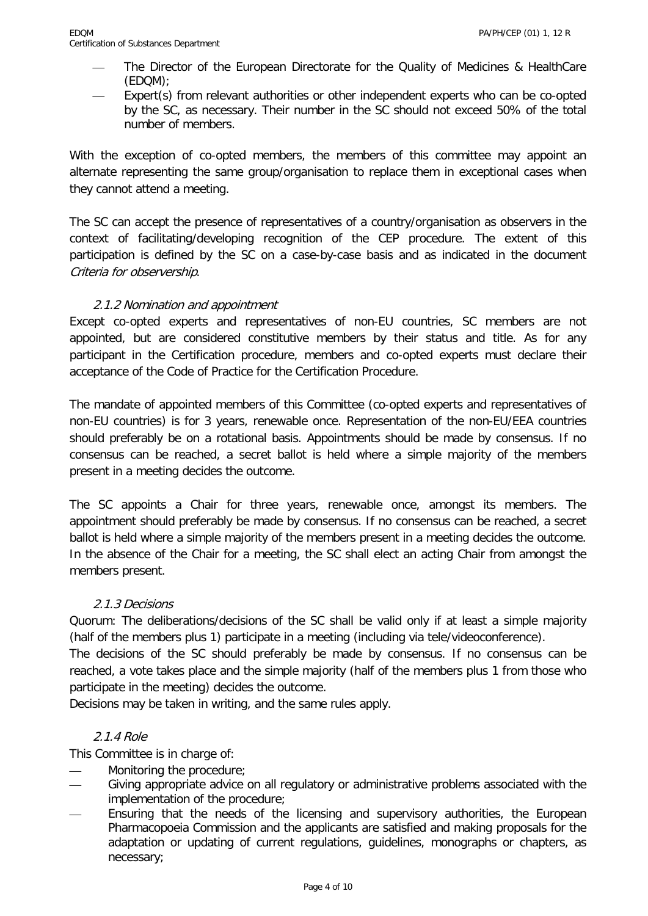- The Director of the European Directorate for the Quality of Medicines & HealthCare (EDQM);
- Expert(s) from relevant authorities or other independent experts who can be co-opted by the SC, as necessary. Their number in the SC should not exceed 50% of the total number of members.

With the exception of co-opted members, the members of this committee may appoint an alternate representing the same group/organisation to replace them in exceptional cases when they cannot attend a meeting.

The SC can accept the presence of representatives of a country/organisation as observers in the context of facilitating/developing recognition of the CEP procedure. The extent of this participation is defined by the SC on a case-by-case basis and as indicated in the document *Criteria for observership*.

#### *2.1.2 Nomination and appointment*

Except co-opted experts and representatives of non-EU countries, SC members are not appointed, but are considered constitutive members by their status and title. As for any participant in the Certification procedure, members and co-opted experts must declare their acceptance of the Code of Practice for the Certification Procedure.

The mandate of appointed members of this Committee (co-opted experts and representatives of non-EU countries) is for 3 years, renewable once. Representation of the non-EU/EEA countries should preferably be on a rotational basis. Appointments should be made by consensus. If no consensus can be reached, a secret ballot is held where a simple majority of the members present in a meeting decides the outcome.

The SC appoints a Chair for three years, renewable once, amongst its members. The appointment should preferably be made by consensus. If no consensus can be reached, a secret ballot is held where a simple majority of the members present in a meeting decides the outcome. In the absence of the Chair for a meeting, the SC shall elect an acting Chair from amongst the members present.

#### *2.1.3 Decisions*

Quorum: The deliberations/decisions of the SC shall be valid only if at least a simple majority (half of the members plus 1) participate in a meeting (including via tele/videoconference).

The decisions of the SC should preferably be made by consensus. If no consensus can be reached, a vote takes place and the simple majority (half of the members plus 1 from those who participate in the meeting) decides the outcome.

Decisions may be taken in writing, and the same rules apply.

#### *2.1.4 Role*

This Committee is in charge of:

- Monitoring the procedure;
- Giving appropriate advice on all regulatory or administrative problems associated with the implementation of the procedure;
- Ensuring that the needs of the licensing and supervisory authorities, the European Pharmacopoeia Commission and the applicants are satisfied and making proposals for the adaptation or updating of current regulations, guidelines, monographs or chapters, as necessary;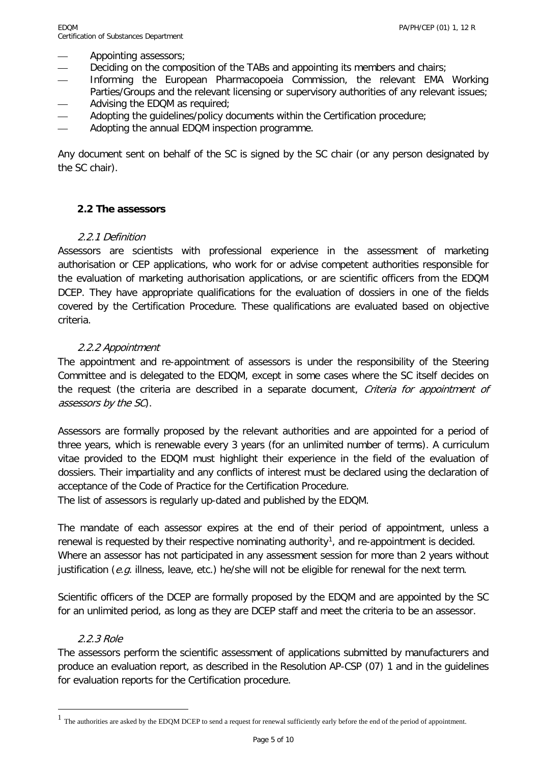- Appointing assessors;
- Deciding on the composition of the TABs and appointing its members and chairs;
- Informing the European Pharmacopoeia Commission, the relevant EMA Working Parties/Groups and the relevant licensing or supervisory authorities of any relevant issues;
- Advising the EDQM as required;
- Adopting the guidelines/policy documents within the Certification procedure;
- Adopting the annual EDQM inspection programme.

Any document sent on behalf of the SC is signed by the SC chair (or any person designated by the SC chair).

### 2.2 The assessors

#### *2.2.1 Definition*

Assessors are scientists with professional experience in the assessment of marketing authorisation or CEP applications, who work for or advise competent authorities responsible for the evaluation of marketing authorisation applications, or are scientific officers from the EDQM DCEP. They have appropriate qualifications for the evaluation of dossiers in one of the fields covered by the Certification Procedure. These qualifications are evaluated based on objective criteria.

#### *2.2.2 Appointment*

The appointment and re-appointment of assessors is under the responsibility of the Steering Committee and is delegated to the EDQM, except in some cases where the SC itself decides on the request (the criteria are described in a separate document, *Criteria for appointment of assessors by the SC*).

Assessors are formally proposed by the relevant authorities and are appointed for a period of three years, which is renewable every 3 years (for an unlimited number of terms). A curriculum vitae provided to the EDQM must highlight their experience in the field of the evaluation of dossiers. Their impartiality and any conflicts of interest must be declared using the declaration of acceptance of the Code of Practice for the Certification Procedure.
The list of assessors is regularly up-dated and published by the EDQM.

The mandate of each assessor expires at the end of their period of appointment, unless a renewal is requested by their respective nominating authority[1], and re-appointment is decided.
Where an assessor has not participated in any assessment session for more than 2 years without justification (*e.g.* illness, leave, etc.) he/she will not be eligible for renewal for the next term.

Scientific officers of the DCEP are formally proposed by the EDQM and are appointed by the SC for an unlimited period, as long as they are DCEP staff and meet the criteria to be an assessor.

#### *2.2.3 Role*

The assessors perform the scientific assessment of applications submitted by manufacturers and produce an evaluation report, as described in the Resolution AP-CSP (07) 1 and in the guidelines for evaluation reports for the Certification procedure.

---

[1] The authorities are asked by the EDQM DCEP to send a request for renewal sufficiently early before the end of the period of appointment.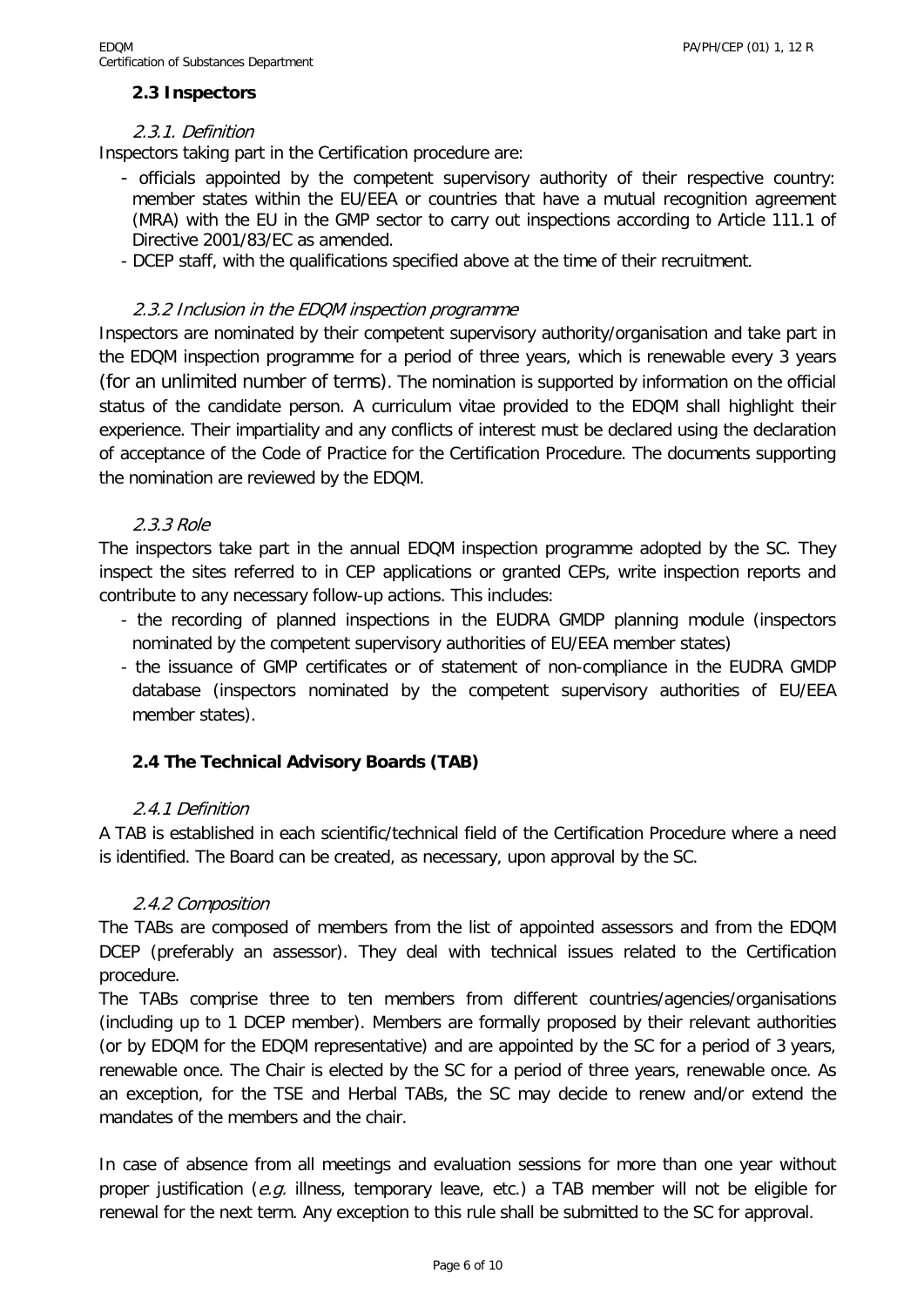## 2.3 Inspectors

### *2.3.1. Definition*

Inspectors taking part in the Certification procedure are:

- officials appointed by the competent supervisory authority of their respective country: member states within the EU/EEA or countries that have a mutual recognition agreement (MRA) with the EU in the GMP sector to carry out inspections according to Article 111.1 of Directive 2001/83/EC as amended.
- DCEP staff, with the qualifications specified above at the time of their recruitment.

### *2.3.2 Inclusion in the EDQM inspection programme*

Inspectors are nominated by their competent supervisory authority/organisation and take part in the EDQM inspection programme for a period of three years, which is renewable every 3 years (for an unlimited number of terms). The nomination is supported by information on the official status of the candidate person. A curriculum vitae provided to the EDQM shall highlight their experience. Their impartiality and any conflicts of interest must be declared using the declaration of acceptance of the Code of Practice for the Certification Procedure. The documents supporting the nomination are reviewed by the EDQM.

### *2.3.3 Role*

The inspectors take part in the annual EDQM inspection programme adopted by the SC. They inspect the sites referred to in CEP applications or granted CEPs, write inspection reports and contribute to any necessary follow-up actions. This includes:

- the recording of planned inspections in the EUDRA GMDP planning module (inspectors nominated by the competent supervisory authorities of EU/EEA member states)
- the issuance of GMP certificates or of statement of non-compliance in the EUDRA GMDP database (inspectors nominated by the competent supervisory authorities of EU/EEA member states).

## 2.4 The Technical Advisory Boards (TAB)

### *2.4.1 Definition*

A TAB is established in each scientific/technical field of the Certification Procedure where a need is identified. The Board can be created, as necessary, upon approval by the SC.

### *2.4.2 Composition*

The TABs are composed of members from the list of appointed assessors and from the EDQM DCEP (preferably an assessor). They deal with technical issues related to the Certification procedure.

The TABs comprise three to ten members from different countries/agencies/organisations (including up to 1 DCEP member). Members are formally proposed by their relevant authorities (or by EDQM for the EDQM representative) and are appointed by the SC for a period of 3 years, renewable once. The Chair is elected by the SC for a period of three years, renewable once. As an exception, for the TSE and Herbal TABs, the SC may decide to renew and/or extend the mandates of the members and the chair.

In case of absence from all meetings and evaluation sessions for more than one year without proper justification (*e.g.* illness, temporary leave, etc.) a TAB member will not be eligible for renewal for the next term. Any exception to this rule shall be submitted to the SC for approval.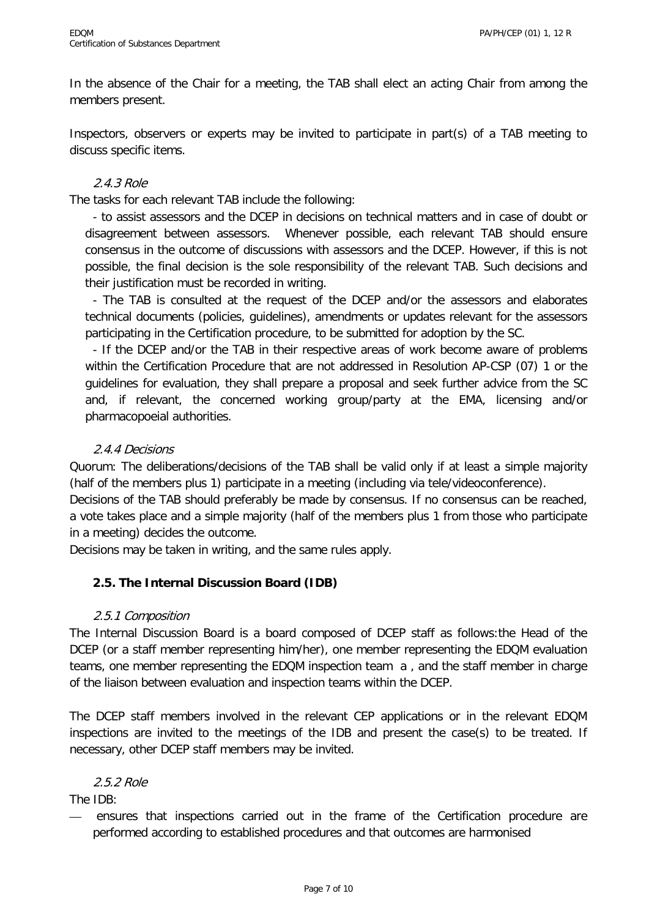In the absence of the Chair for a meeting, the TAB shall elect an acting Chair from among the members present.

Inspectors, observers or experts may be invited to participate in part(s) of a TAB meeting to discuss specific items.

#### *2.4.3 Role*

The tasks for each relevant TAB include the following:

- to assist assessors and the DCEP in decisions on technical matters and in case of doubt or disagreement between assessors. Whenever possible, each relevant TAB should ensure consensus in the outcome of discussions with assessors and the DCEP. However, if this is not possible, the final decision is the sole responsibility of the relevant TAB. Such decisions and their justification must be recorded in writing.
- The TAB is consulted at the request of the DCEP and/or the assessors and elaborates technical documents (policies, guidelines), amendments or updates relevant for the assessors participating in the Certification procedure, to be submitted for adoption by the SC.
- If the DCEP and/or the TAB in their respective areas of work become aware of problems within the Certification Procedure that are not addressed in Resolution AP-CSP (07) 1 or the guidelines for evaluation, they shall prepare a proposal and seek further advice from the SC and, if relevant, the concerned working group/party at the EMA, licensing and/or pharmacopoeial authorities.

#### *2.4.4 Decisions*

Quorum: The deliberations/decisions of the TAB shall be valid only if at least a simple majority (half of the members plus 1) participate in a meeting (including via tele/videoconference).

Decisions of the TAB should preferably be made by consensus. If no consensus can be reached, a vote takes place and a simple majority (half of the members plus 1 from those who participate in a meeting) decides the outcome.

Decisions may be taken in writing, and the same rules apply.

### **2.5. The Internal Discussion Board (IDB)**

#### *2.5.1 Composition*

The Internal Discussion Board is a board composed of DCEP staff as follows:the Head of the DCEP (or a staff member representing him/her), one member representing the EDQM evaluation teams, one member representing the EDQM inspection team a , and the staff member in charge of the liaison between evaluation and inspection teams within the DCEP.

The DCEP staff members involved in the relevant CEP applications or in the relevant EDQM inspections are invited to the meetings of the IDB and present the case(s) to be treated. If necessary, other DCEP staff members may be invited.

#### *2.5.2 Role*

The IDB:

- ensures that inspections carried out in the frame of the Certification procedure are performed according to established procedures and that outcomes are harmonised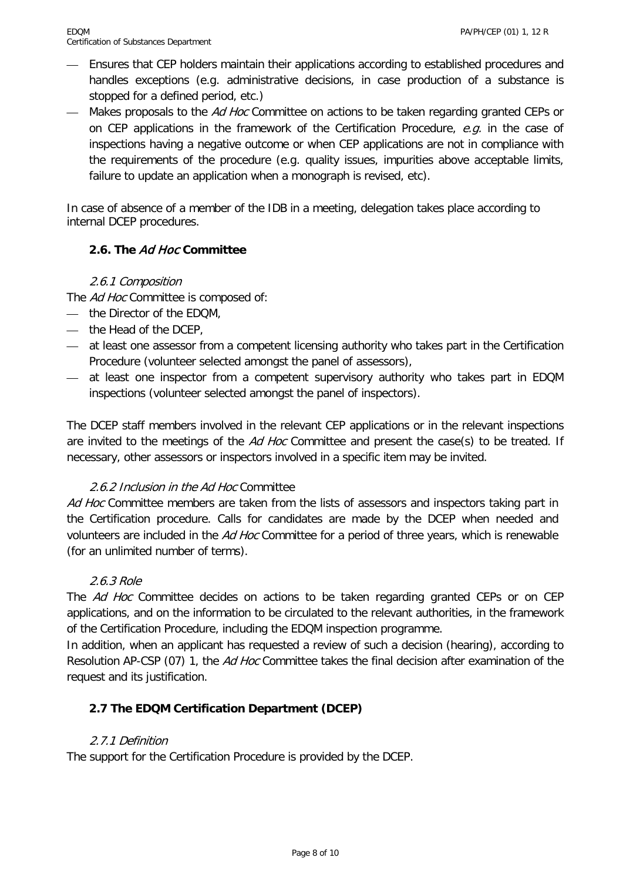- Ensures that CEP holders maintain their applications according to established procedures and handles exceptions (e.g. administrative decisions, in case production of a substance is stopped for a defined period, etc.)
- Makes proposals to the *Ad Hoc* Committee on actions to be taken regarding granted CEPs or on CEP applications in the framework of the Certification Procedure, *e.g.* in the case of inspections having a negative outcome or when CEP applications are not in compliance with the requirements of the procedure (e.g. quality issues, impurities above acceptable limits, failure to update an application when a monograph is revised, etc).

In case of absence of a member of the IDB in a meeting, delegation takes place according to internal DCEP procedures.

## 2.6. The *Ad Hoc* Committee

### *2.6.1 Composition*

The *Ad Hoc* Committee is composed of:

- the Director of the EDQM,
- the Head of the DCEP,
- at least one assessor from a competent licensing authority who takes part in the Certification Procedure (volunteer selected amongst the panel of assessors),
- at least one inspector from a competent supervisory authority who takes part in EDQM inspections (volunteer selected amongst the panel of inspectors).

The DCEP staff members involved in the relevant CEP applications or in the relevant inspections are invited to the meetings of the *Ad Hoc* Committee and present the case(s) to be treated. If necessary, other assessors or inspectors involved in a specific item may be invited.

### *2.6.2 Inclusion in the Ad Hoc* Committee

*Ad Hoc* Committee members are taken from the lists of assessors and inspectors taking part in the Certification procedure. Calls for candidates are made by the DCEP when needed and volunteers are included in the *Ad Hoc* Committee for a period of three years, which is renewable (for an unlimited number of terms).

### *2.6.3 Role*

The *Ad Hoc* Committee decides on actions to be taken regarding granted CEPs or on CEP applications, and on the information to be circulated to the relevant authorities, in the framework of the Certification Procedure, including the EDQM inspection programme.

In addition, when an applicant has requested a review of such a decision (hearing), according to Resolution AP-CSP (07) 1, the *Ad Hoc* Committee takes the final decision after examination of the request and its justification.

## 2.7 The EDQM Certification Department (DCEP)

### *2.7.1 Definition*

The support for the Certification Procedure is provided by the DCEP.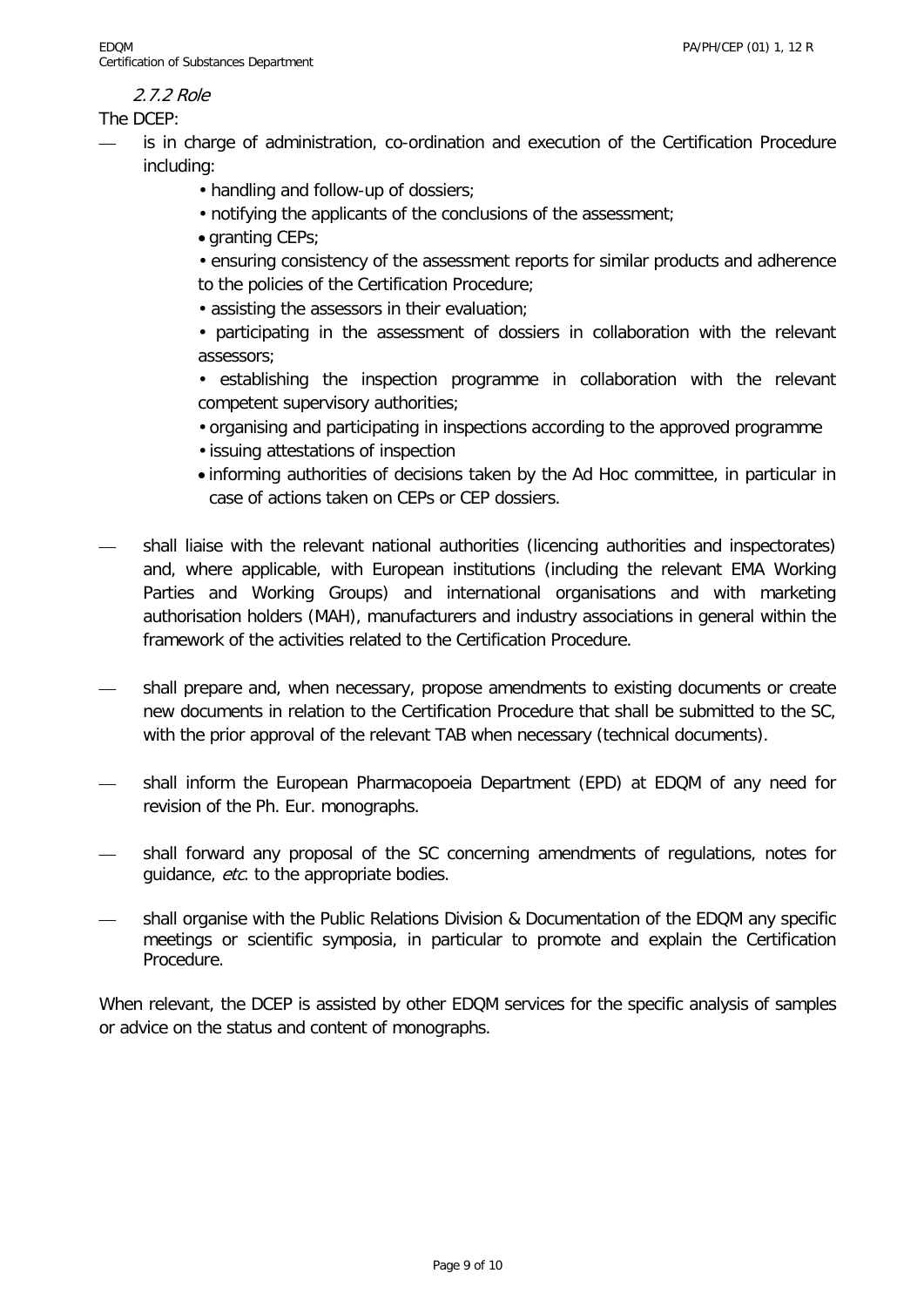#### *2.7.2 Role*

The DCEP:

- is in charge of administration, co-ordination and execution of the Certification Procedure including:
  - handling and follow-up of dossiers;
  - notifying the applicants of the conclusions of the assessment;
  - granting CEPs;
  - ensuring consistency of the assessment reports for similar products and adherence to the policies of the Certification Procedure;
  - assisting the assessors in their evaluation;
  - participating in the assessment of dossiers in collaboration with the relevant assessors;
  - establishing the inspection programme in collaboration with the relevant competent supervisory authorities;
  - organising and participating in inspections according to the approved programme
  - issuing attestations of inspection
  - informing authorities of decisions taken by the Ad Hoc committee, in particular in case of actions taken on CEPs or CEP dossiers.
- shall liaise with the relevant national authorities (licencing authorities and inspectorates) and, where applicable, with European institutions (including the relevant EMA Working Parties and Working Groups) and international organisations and with marketing authorisation holders (MAH), manufacturers and industry associations in general within the framework of the activities related to the Certification Procedure.
- shall prepare and, when necessary, propose amendments to existing documents or create new documents in relation to the Certification Procedure that shall be submitted to the SC, with the prior approval of the relevant TAB when necessary (technical documents).
- shall inform the European Pharmacopoeia Department (EPD) at EDQM of any need for revision of the Ph. Eur. monographs.
- shall forward any proposal of the SC concerning amendments of regulations, notes for guidance, *etc.* to the appropriate bodies.
- shall organise with the Public Relations Division & Documentation of the EDQM any specific meetings or scientific symposia, in particular to promote and explain the Certification Procedure.

When relevant, the DCEP is assisted by other EDQM services for the specific analysis of samples or advice on the status and content of monographs.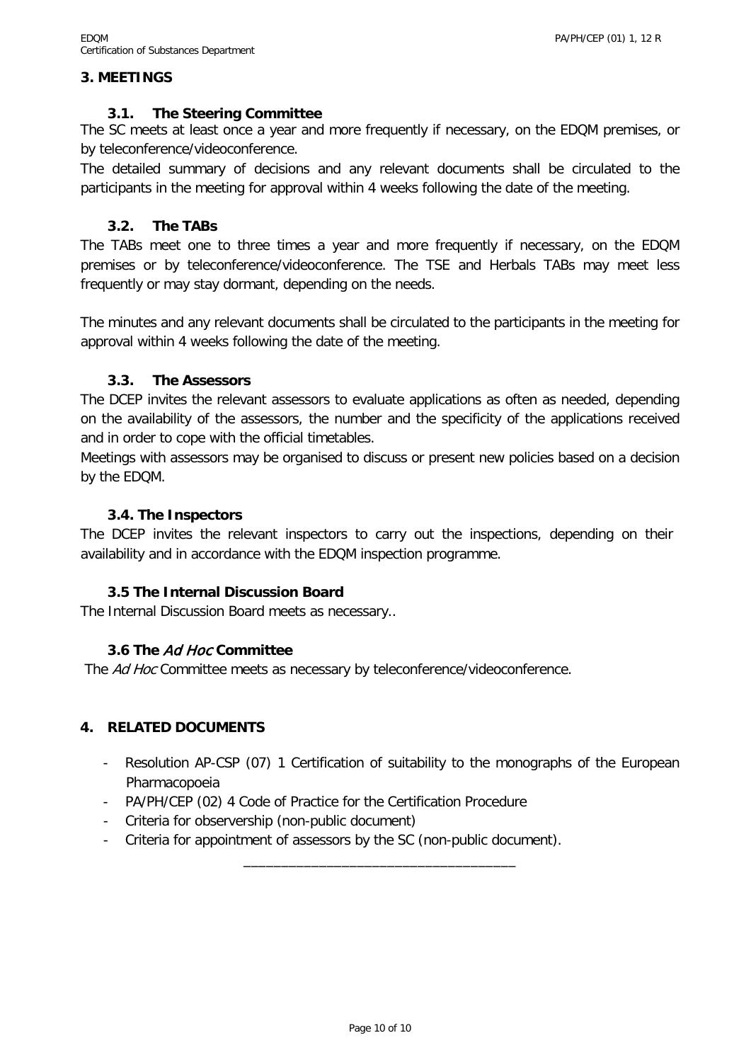## 3. MEETINGS

### 3.1. The Steering Committee

The SC meets at least once a year and more frequently if necessary, on the EDQM premises, or by teleconference/videoconference.

The detailed summary of decisions and any relevant documents shall be circulated to the participants in the meeting for approval within 4 weeks following the date of the meeting.

### 3.2. The TABs

The TABs meet one to three times a year and more frequently if necessary, on the EDQM premises or by teleconference/videoconference. The TSE and Herbals TABs may meet less frequently or may stay dormant, depending on the needs.

The minutes and any relevant documents shall be circulated to the participants in the meeting for approval within 4 weeks following the date of the meeting.

### 3.3. The Assessors

The DCEP invites the relevant assessors to evaluate applications as often as needed, depending on the availability of the assessors, the number and the specificity of the applications received and in order to cope with the official timetables.

Meetings with assessors may be organised to discuss or present new policies based on a decision by the EDQM.

### 3.4. The Inspectors

The DCEP invites the relevant inspectors to carry out the inspections, depending on their availability and in accordance with the EDQM inspection programme.

### 3.5 The Internal Discussion Board

The Internal Discussion Board meets as necessary..

### 3.6 The *Ad Hoc* Committee

The *Ad Hoc* Committee meets as necessary by teleconference/videoconference.

## 4. RELATED DOCUMENTS

- Resolution AP-CSP (07) 1 Certification of suitability to the monographs of the European Pharmacopoeia
- PA/PH/CEP (02) 4 Code of Practice for the Certification Procedure
- Criteria for observership (non-public document)
- Criteria for appointment of assessors by the SC (non-public document).